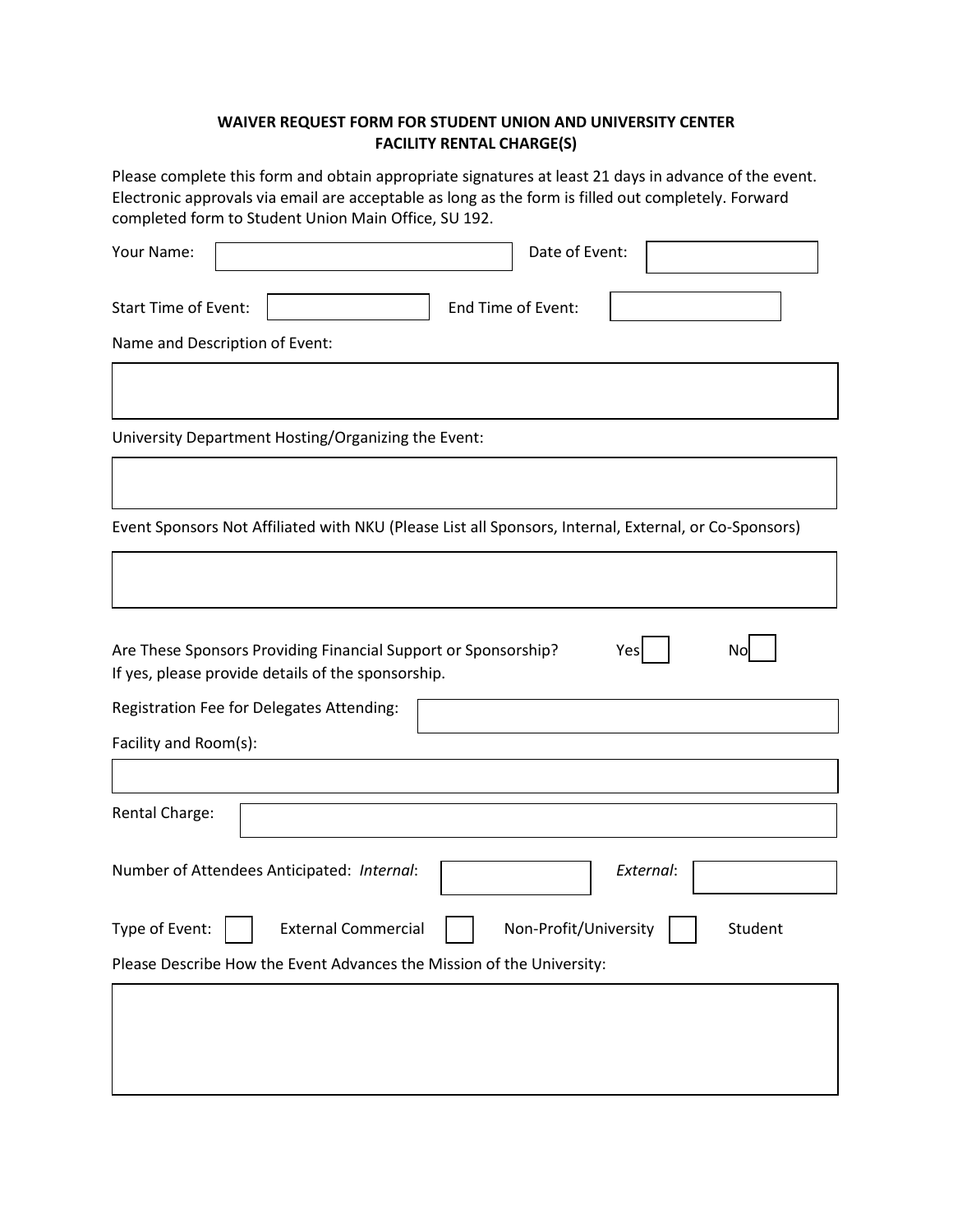# WAIVER REQUEST FORM FOR STUDENT UNION AND UNIVERSITY CENTER FACILITY RENTAL CHARGE(S)

Please complete this form and obtain appropriate signatures at least 21 days in advance of the event. Electronic approvals via email are acceptable as long as the form is filled out completely. Forward completed form to Student Union Main Office, SU 192.

Your Name: ____________________ Date of Event: ____________________

Start Time of Event: ____________________ End Time of Event: ____________________

Name and Description of Event:

______________________________________________________________

University Department Hosting/Organizing the Event:

______________________________________________________________

Event Sponsors Not Affiliated with NKU (Please List all Sponsors, Internal, External, or Co-Sponsors)

______________________________________________________________

Are These Sponsors Providing Financial Support or Sponsorship? Yes ☐ No ☐
If yes, please provide details of the sponsorship.

Registration Fee for Delegates Attending: ____________________

Facility and Room(s):

______________________________________________________________

Rental Charge: ____________________

Number of Attendees Anticipated: *Internal*: __________ *External*: __________

Type of Event: ☐ External Commercial ☐ Non-Profit/University ☐ Student

Please Describe How the Event Advances the Mission of the University:

______________________________________________________________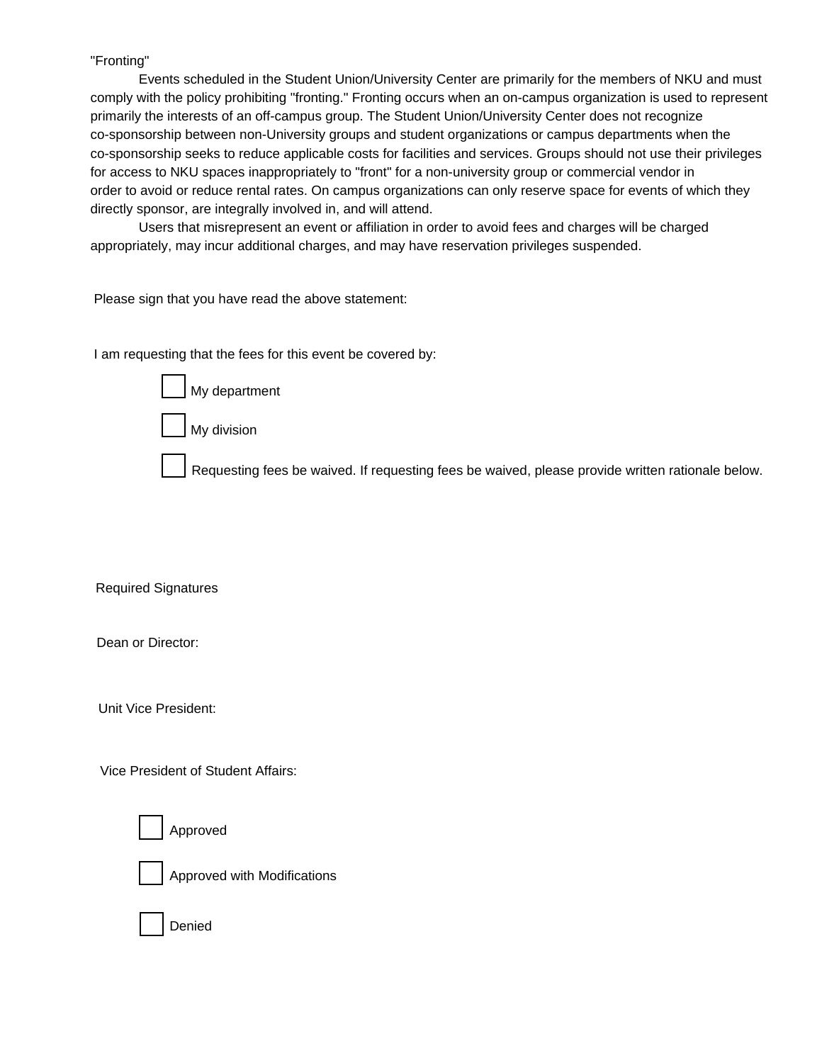"Fronting"

Events scheduled in the Student Union/University Center are primarily for the members of NKU and must comply with the policy prohibiting "fronting." Fronting occurs when an on-campus organization is used to represent primarily the interests of an off-campus group. The Student Union/University Center does not recognize co-sponsorship between non-University groups and student organizations or campus departments when the co-sponsorship seeks to reduce applicable costs for facilities and services. Groups should not use their privileges for access to NKU spaces inappropriately to "front" for a non-university group or commercial vendor in order to avoid or reduce rental rates. On campus organizations can only reserve space for events of which they directly sponsor, are integrally involved in, and will attend.

Users that misrepresent an event or affiliation in order to avoid fees and charges will be charged appropriately, may incur additional charges, and may have reservation privileges suspended.

Please sign that you have read the above statement:

I am requesting that the fees for this event be covered by:

- ☐ My department
- ☐ My division
- ☐ Requesting fees be waived. If requesting fees be waived, please provide written rationale below.

Required Signatures

Dean or Director:

Unit Vice President:

Vice President of Student Affairs:

- ☐ Approved
- ☐ Approved with Modifications
- ☐ Denied